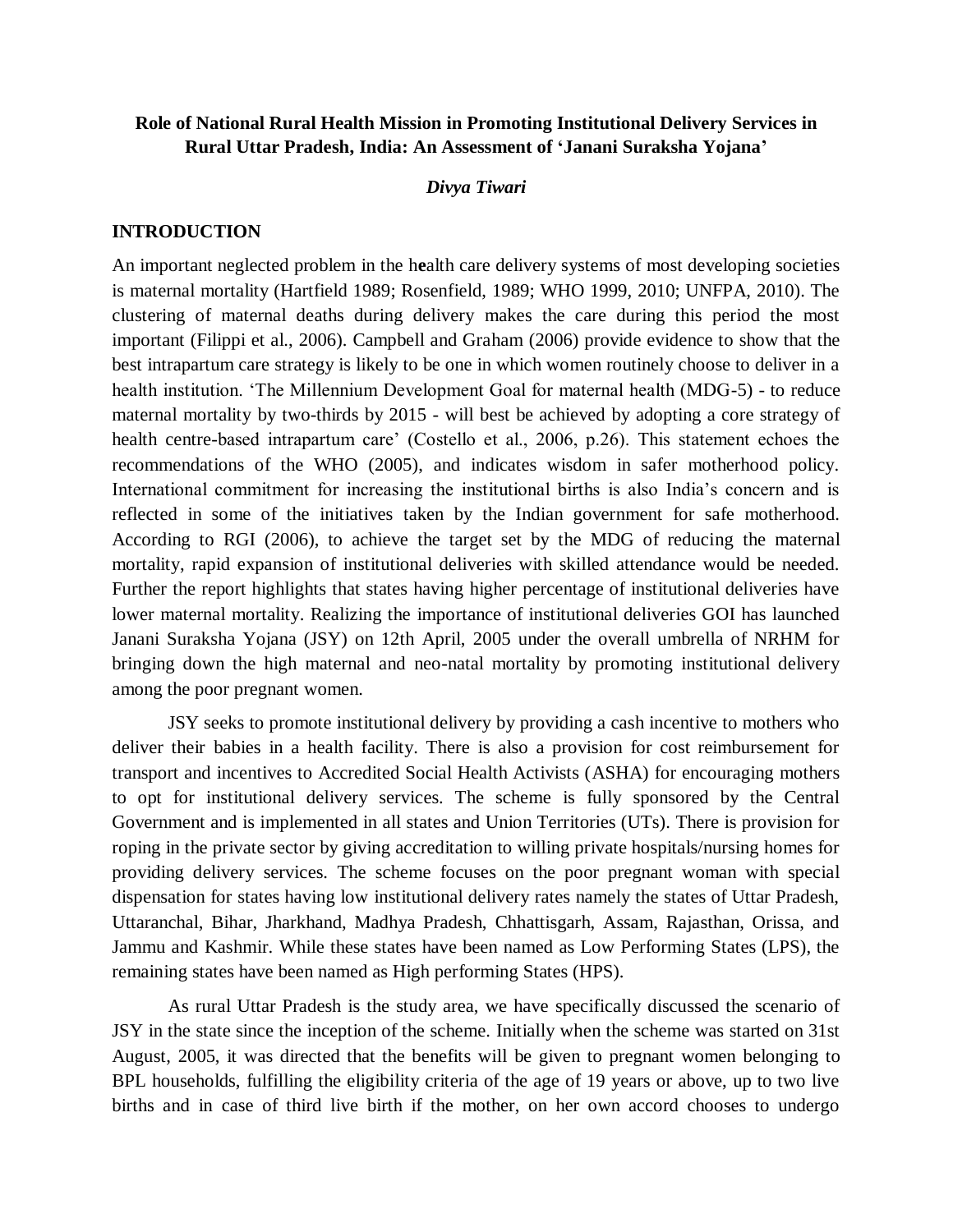# Role of National Rural Health Mission in Promoting Institutional Delivery Services in Rural Uttar Pradesh, India: An Assessment of 'Janani Suraksha Yojana'

***Divya Tiwari***

## INTRODUCTION

An important neglected problem in the health care delivery systems of most developing societies is maternal mortality (Hartfield 1989; Rosenfield, 1989; WHO 1999, 2010; UNFPA, 2010). The clustering of maternal deaths during delivery makes the care during this period the most important (Filippi et al., 2006). Campbell and Graham (2006) provide evidence to show that the best intrapartum care strategy is likely to be one in which women routinely choose to deliver in a health institution. 'The Millennium Development Goal for maternal health (MDG-5) - to reduce maternal mortality by two-thirds by 2015 - will best be achieved by adopting a core strategy of health centre-based intrapartum care' (Costello et al., 2006, p.26). This statement echoes the recommendations of the WHO (2005), and indicates wisdom in safer motherhood policy. International commitment for increasing the institutional births is also India's concern and is reflected in some of the initiatives taken by the Indian government for safe motherhood. According to RGI (2006), to achieve the target set by the MDG of reducing the maternal mortality, rapid expansion of institutional deliveries with skilled attendance would be needed. Further the report highlights that states having higher percentage of institutional deliveries have lower maternal mortality. Realizing the importance of institutional deliveries GOI has launched Janani Suraksha Yojana (JSY) on 12th April, 2005 under the overall umbrella of NRHM for bringing down the high maternal and neo-natal mortality by promoting institutional delivery among the poor pregnant women.

JSY seeks to promote institutional delivery by providing a cash incentive to mothers who deliver their babies in a health facility. There is also a provision for cost reimbursement for transport and incentives to Accredited Social Health Activists (ASHA) for encouraging mothers to opt for institutional delivery services. The scheme is fully sponsored by the Central Government and is implemented in all states and Union Territories (UTs). There is provision for roping in the private sector by giving accreditation to willing private hospitals/nursing homes for providing delivery services. The scheme focuses on the poor pregnant woman with special dispensation for states having low institutional delivery rates namely the states of Uttar Pradesh, Uttaranchal, Bihar, Jharkhand, Madhya Pradesh, Chhattisgarh, Assam, Rajasthan, Orissa, and Jammu and Kashmir. While these states have been named as Low Performing States (LPS), the remaining states have been named as High performing States (HPS).

As rural Uttar Pradesh is the study area, we have specifically discussed the scenario of JSY in the state since the inception of the scheme. Initially when the scheme was started on 31st August, 2005, it was directed that the benefits will be given to pregnant women belonging to BPL households, fulfilling the eligibility criteria of the age of 19 years or above, up to two live births and in case of third live birth if the mother, on her own accord chooses to undergo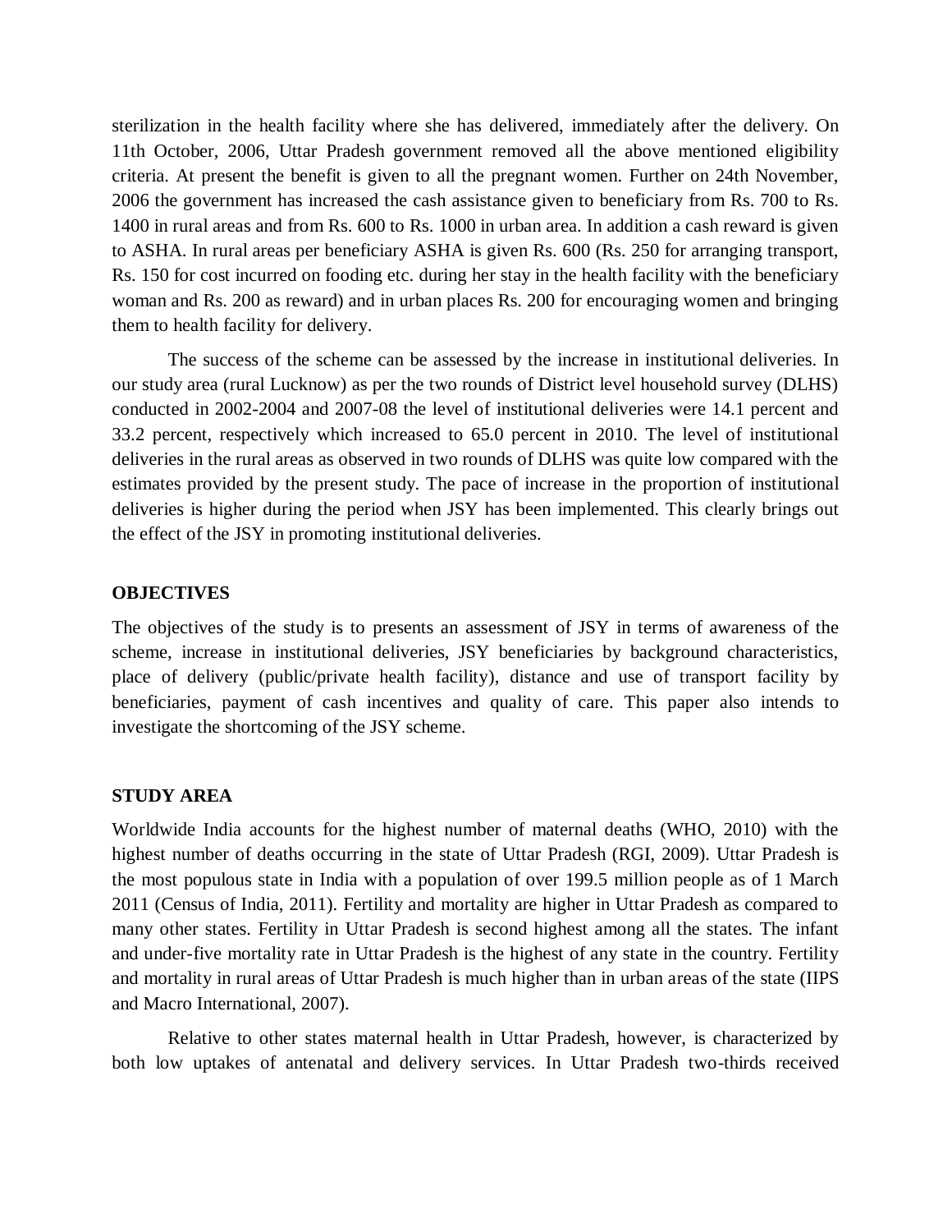sterilization in the health facility where she has delivered, immediately after the delivery. On 11th October, 2006, Uttar Pradesh government removed all the above mentioned eligibility criteria. At present the benefit is given to all the pregnant women. Further on 24th November, 2006 the government has increased the cash assistance given to beneficiary from Rs. 700 to Rs. 1400 in rural areas and from Rs. 600 to Rs. 1000 in urban area. In addition a cash reward is given to ASHA. In rural areas per beneficiary ASHA is given Rs. 600 (Rs. 250 for arranging transport, Rs. 150 for cost incurred on fooding etc. during her stay in the health facility with the beneficiary woman and Rs. 200 as reward) and in urban places Rs. 200 for encouraging women and bringing them to health facility for delivery.

The success of the scheme can be assessed by the increase in institutional deliveries. In our study area (rural Lucknow) as per the two rounds of District level household survey (DLHS) conducted in 2002-2004 and 2007-08 the level of institutional deliveries were 14.1 percent and 33.2 percent, respectively which increased to 65.0 percent in 2010. The level of institutional deliveries in the rural areas as observed in two rounds of DLHS was quite low compared with the estimates provided by the present study. The pace of increase in the proportion of institutional deliveries is higher during the period when JSY has been implemented. This clearly brings out the effect of the JSY in promoting institutional deliveries.

## OBJECTIVES

The objectives of the study is to presents an assessment of JSY in terms of awareness of the scheme, increase in institutional deliveries, JSY beneficiaries by background characteristics, place of delivery (public/private health facility), distance and use of transport facility by beneficiaries, payment of cash incentives and quality of care. This paper also intends to investigate the shortcoming of the JSY scheme.

## STUDY AREA

Worldwide India accounts for the highest number of maternal deaths (WHO, 2010) with the highest number of deaths occurring in the state of Uttar Pradesh (RGI, 2009). Uttar Pradesh is the most populous state in India with a population of over 199.5 million people as of 1 March 2011 (Census of India, 2011). Fertility and mortality are higher in Uttar Pradesh as compared to many other states. Fertility in Uttar Pradesh is second highest among all the states. The infant and under-five mortality rate in Uttar Pradesh is the highest of any state in the country. Fertility and mortality in rural areas of Uttar Pradesh is much higher than in urban areas of the state (IIPS and Macro International, 2007).

Relative to other states maternal health in Uttar Pradesh, however, is characterized by both low uptakes of antenatal and delivery services. In Uttar Pradesh two-thirds received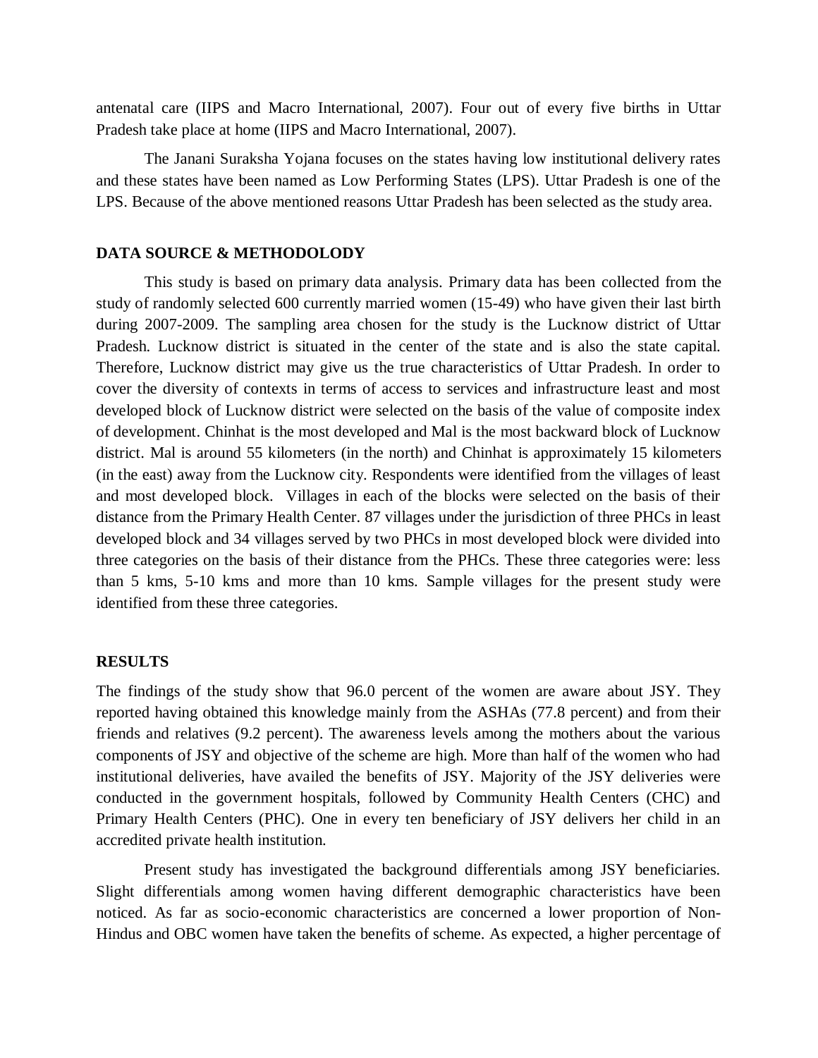antenatal care (IIPS and Macro International, 2007). Four out of every five births in Uttar Pradesh take place at home (IIPS and Macro International, 2007).

The Janani Suraksha Yojana focuses on the states having low institutional delivery rates and these states have been named as Low Performing States (LPS). Uttar Pradesh is one of the LPS. Because of the above mentioned reasons Uttar Pradesh has been selected as the study area.

## DATA SOURCE & METHODOLODY

This study is based on primary data analysis. Primary data has been collected from the study of randomly selected 600 currently married women (15-49) who have given their last birth during 2007-2009. The sampling area chosen for the study is the Lucknow district of Uttar Pradesh. Lucknow district is situated in the center of the state and is also the state capital. Therefore, Lucknow district may give us the true characteristics of Uttar Pradesh. In order to cover the diversity of contexts in terms of access to services and infrastructure least and most developed block of Lucknow district were selected on the basis of the value of composite index of development. Chinhat is the most developed and Mal is the most backward block of Lucknow district. Mal is around 55 kilometers (in the north) and Chinhat is approximately 15 kilometers (in the east) away from the Lucknow city. Respondents were identified from the villages of least and most developed block. Villages in each of the blocks were selected on the basis of their distance from the Primary Health Center. 87 villages under the jurisdiction of three PHCs in least developed block and 34 villages served by two PHCs in most developed block were divided into three categories on the basis of their distance from the PHCs. These three categories were: less than 5 kms, 5-10 kms and more than 10 kms. Sample villages for the present study were identified from these three categories.

## RESULTS

The findings of the study show that 96.0 percent of the women are aware about JSY. They reported having obtained this knowledge mainly from the ASHAs (77.8 percent) and from their friends and relatives (9.2 percent). The awareness levels among the mothers about the various components of JSY and objective of the scheme are high. More than half of the women who had institutional deliveries, have availed the benefits of JSY. Majority of the JSY deliveries were conducted in the government hospitals, followed by Community Health Centers (CHC) and Primary Health Centers (PHC). One in every ten beneficiary of JSY delivers her child in an accredited private health institution.

Present study has investigated the background differentials among JSY beneficiaries. Slight differentials among women having different demographic characteristics have been noticed. As far as socio-economic characteristics are concerned a lower proportion of Non-Hindus and OBC women have taken the benefits of scheme. As expected, a higher percentage of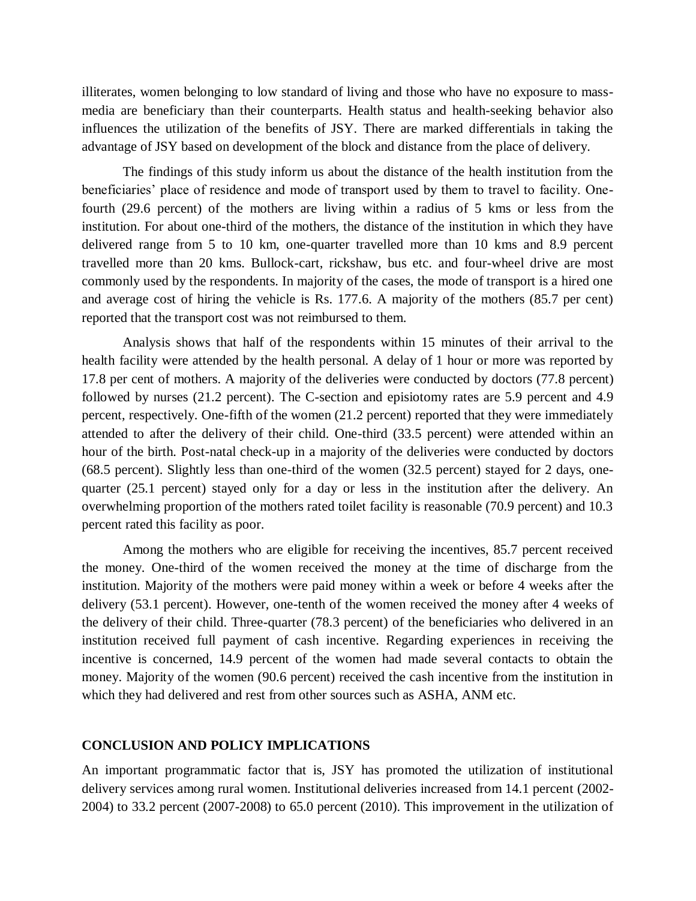illiterates, women belonging to low standard of living and those who have no exposure to mass-media are beneficiary than their counterparts. Health status and health-seeking behavior also influences the utilization of the benefits of JSY. There are marked differentials in taking the advantage of JSY based on development of the block and distance from the place of delivery.

The findings of this study inform us about the distance of the health institution from the beneficiaries' place of residence and mode of transport used by them to travel to facility. One-fourth (29.6 percent) of the mothers are living within a radius of 5 kms or less from the institution. For about one-third of the mothers, the distance of the institution in which they have delivered range from 5 to 10 km, one-quarter travelled more than 10 kms and 8.9 percent travelled more than 20 kms. Bullock-cart, rickshaw, bus etc. and four-wheel drive are most commonly used by the respondents. In majority of the cases, the mode of transport is a hired one and average cost of hiring the vehicle is Rs. 177.6. A majority of the mothers (85.7 per cent) reported that the transport cost was not reimbursed to them.

Analysis shows that half of the respondents within 15 minutes of their arrival to the health facility were attended by the health personal. A delay of 1 hour or more was reported by 17.8 per cent of mothers. A majority of the deliveries were conducted by doctors (77.8 percent) followed by nurses (21.2 percent). The C-section and episiotomy rates are 5.9 percent and 4.9 percent, respectively. One-fifth of the women (21.2 percent) reported that they were immediately attended to after the delivery of their child. One-third (33.5 percent) were attended within an hour of the birth. Post-natal check-up in a majority of the deliveries were conducted by doctors (68.5 percent). Slightly less than one-third of the women (32.5 percent) stayed for 2 days, one-quarter (25.1 percent) stayed only for a day or less in the institution after the delivery. An overwhelming proportion of the mothers rated toilet facility is reasonable (70.9 percent) and 10.3 percent rated this facility as poor.

Among the mothers who are eligible for receiving the incentives, 85.7 percent received the money. One-third of the women received the money at the time of discharge from the institution. Majority of the mothers were paid money within a week or before 4 weeks after the delivery (53.1 percent). However, one-tenth of the women received the money after 4 weeks of the delivery of their child. Three-quarter (78.3 percent) of the beneficiaries who delivered in an institution received full payment of cash incentive. Regarding experiences in receiving the incentive is concerned, 14.9 percent of the women had made several contacts to obtain the money. Majority of the women (90.6 percent) received the cash incentive from the institution in which they had delivered and rest from other sources such as ASHA, ANM etc.

## CONCLUSION AND POLICY IMPLICATIONS

An important programmatic factor that is, JSY has promoted the utilization of institutional delivery services among rural women. Institutional deliveries increased from 14.1 percent (2002-2004) to 33.2 percent (2007-2008) to 65.0 percent (2010). This improvement in the utilization of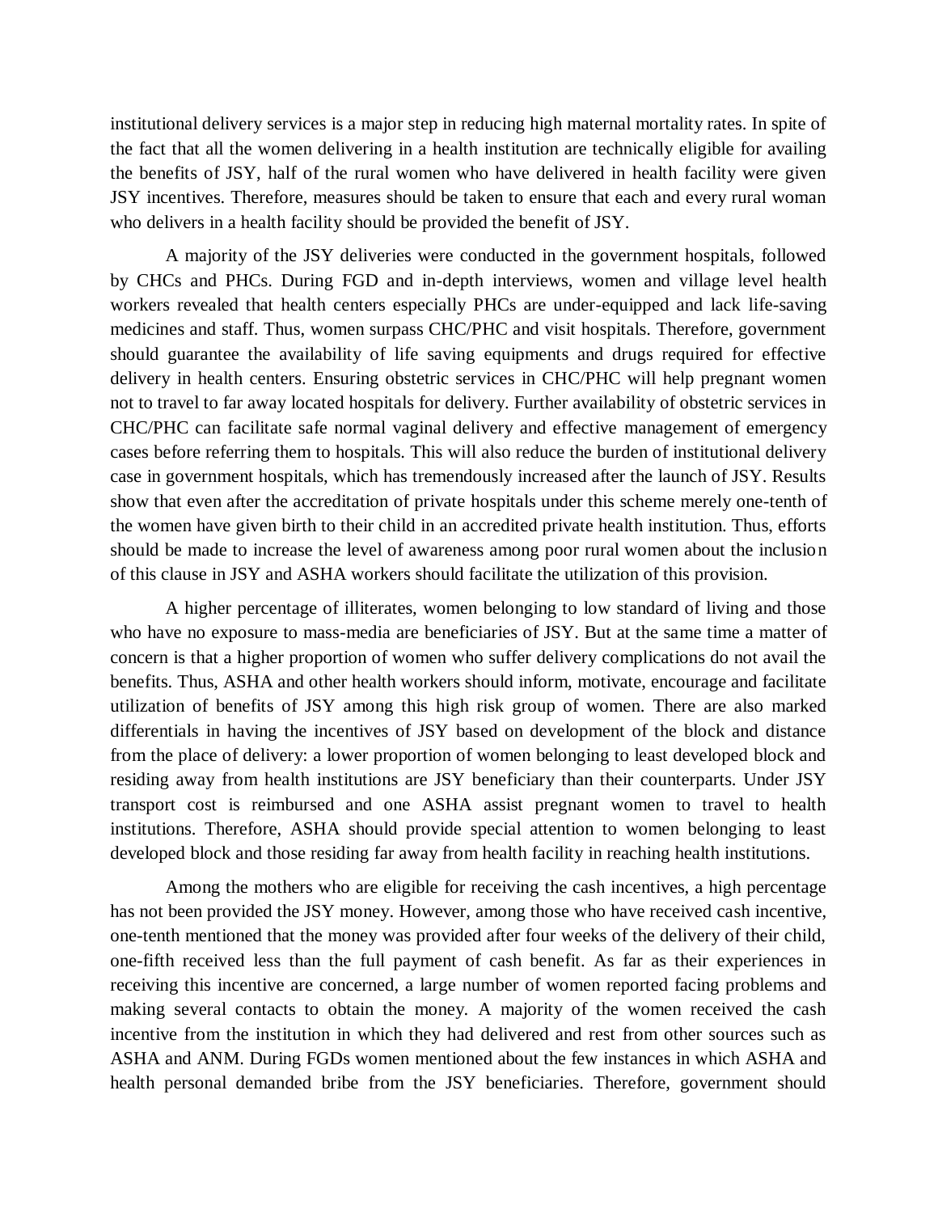institutional delivery services is a major step in reducing high maternal mortality rates. In spite of the fact that all the women delivering in a health institution are technically eligible for availing the benefits of JSY, half of the rural women who have delivered in health facility were given JSY incentives. Therefore, measures should be taken to ensure that each and every rural woman who delivers in a health facility should be provided the benefit of JSY.

A majority of the JSY deliveries were conducted in the government hospitals, followed by CHCs and PHCs. During FGD and in-depth interviews, women and village level health workers revealed that health centers especially PHCs are under-equipped and lack life-saving medicines and staff. Thus, women surpass CHC/PHC and visit hospitals. Therefore, government should guarantee the availability of life saving equipments and drugs required for effective delivery in health centers. Ensuring obstetric services in CHC/PHC will help pregnant women not to travel to far away located hospitals for delivery. Further availability of obstetric services in CHC/PHC can facilitate safe normal vaginal delivery and effective management of emergency cases before referring them to hospitals. This will also reduce the burden of institutional delivery case in government hospitals, which has tremendously increased after the launch of JSY. Results show that even after the accreditation of private hospitals under this scheme merely one-tenth of the women have given birth to their child in an accredited private health institution. Thus, efforts should be made to increase the level of awareness among poor rural women about the inclusion of this clause in JSY and ASHA workers should facilitate the utilization of this provision.

A higher percentage of illiterates, women belonging to low standard of living and those who have no exposure to mass-media are beneficiaries of JSY. But at the same time a matter of concern is that a higher proportion of women who suffer delivery complications do not avail the benefits. Thus, ASHA and other health workers should inform, motivate, encourage and facilitate utilization of benefits of JSY among this high risk group of women. There are also marked differentials in having the incentives of JSY based on development of the block and distance from the place of delivery: a lower proportion of women belonging to least developed block and residing away from health institutions are JSY beneficiary than their counterparts. Under JSY transport cost is reimbursed and one ASHA assist pregnant women to travel to health institutions. Therefore, ASHA should provide special attention to women belonging to least developed block and those residing far away from health facility in reaching health institutions.

Among the mothers who are eligible for receiving the cash incentives, a high percentage has not been provided the JSY money. However, among those who have received cash incentive, one-tenth mentioned that the money was provided after four weeks of the delivery of their child, one-fifth received less than the full payment of cash benefit. As far as their experiences in receiving this incentive are concerned, a large number of women reported facing problems and making several contacts to obtain the money. A majority of the women received the cash incentive from the institution in which they had delivered and rest from other sources such as ASHA and ANM. During FGDs women mentioned about the few instances in which ASHA and health personal demanded bribe from the JSY beneficiaries. Therefore, government should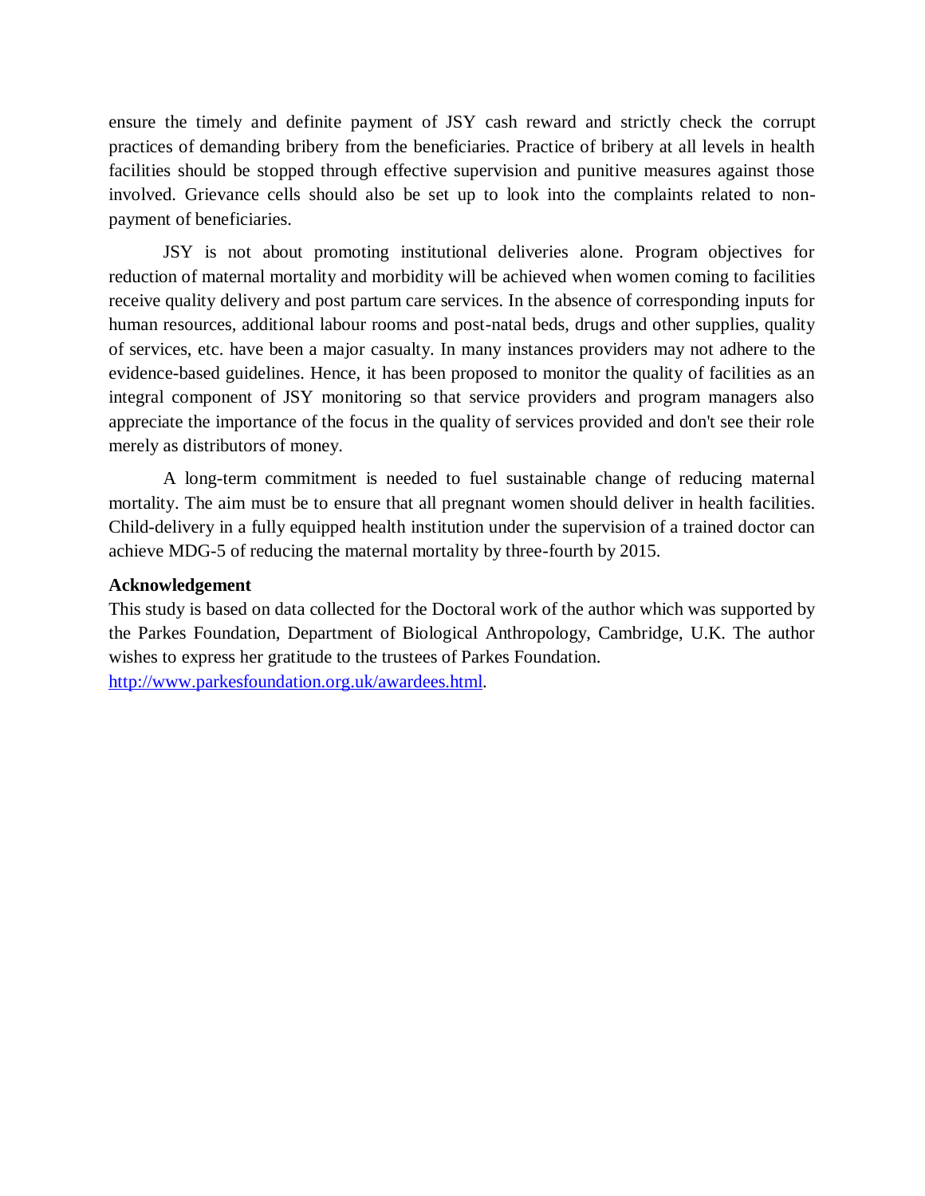ensure the timely and definite payment of JSY cash reward and strictly check the corrupt practices of demanding bribery from the beneficiaries. Practice of bribery at all levels in health facilities should be stopped through effective supervision and punitive measures against those involved. Grievance cells should also be set up to look into the complaints related to non-payment of beneficiaries.

JSY is not about promoting institutional deliveries alone. Program objectives for reduction of maternal mortality and morbidity will be achieved when women coming to facilities receive quality delivery and post partum care services. In the absence of corresponding inputs for human resources, additional labour rooms and post-natal beds, drugs and other supplies, quality of services, etc. have been a major casualty. In many instances providers may not adhere to the evidence-based guidelines. Hence, it has been proposed to monitor the quality of facilities as an integral component of JSY monitoring so that service providers and program managers also appreciate the importance of the focus in the quality of services provided and don't see their role merely as distributors of money.

A long-term commitment is needed to fuel sustainable change of reducing maternal mortality. The aim must be to ensure that all pregnant women should deliver in health facilities. Child-delivery in a fully equipped health institution under the supervision of a trained doctor can achieve MDG-5 of reducing the maternal mortality by three-fourth by 2015.

**Acknowledgement**

This study is based on data collected for the Doctoral work of the author which was supported by the Parkes Foundation, Department of Biological Anthropology, Cambridge, U.K. The author wishes to express her gratitude to the trustees of Parkes Foundation.
http://www.parkesfoundation.org.uk/awardees.html.